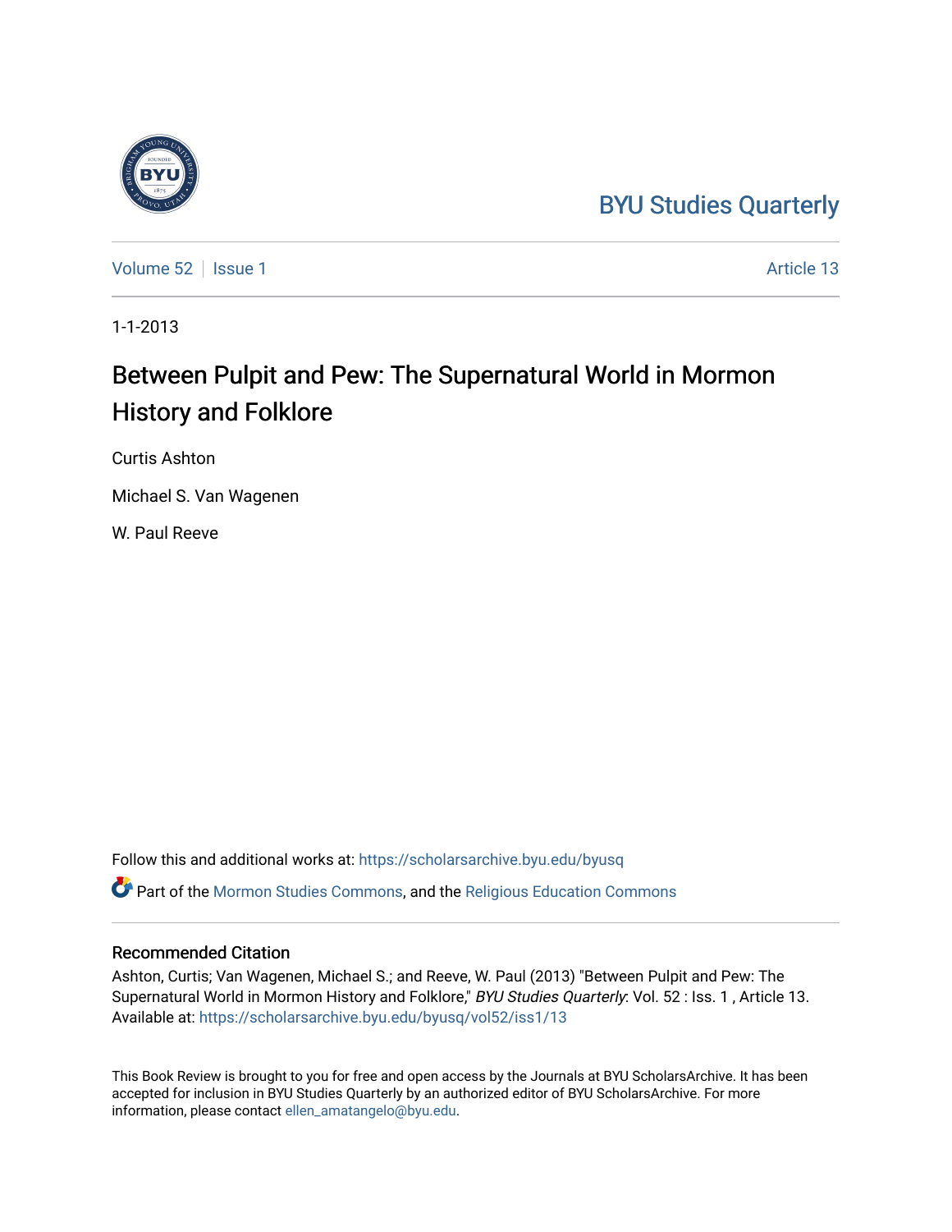BYU Studies Quarterly

Volume 52 | Issue 1 | Article 13

1-1-2013

# Between Pulpit and Pew: The Supernatural World in Mormon History and Folklore

Curtis Ashton

Michael S. Van Wagenen

W. Paul Reeve

Follow this and additional works at: https://scholarsarchive.byu.edu/byusq

Part of the Mormon Studies Commons, and the Religious Education Commons

## Recommended Citation

Ashton, Curtis; Van Wagenen, Michael S.; and Reeve, W. Paul (2013) "Between Pulpit and Pew: The Supernatural World in Mormon History and Folklore," *BYU Studies Quarterly*: Vol. 52 : Iss. 1 , Article 13.
Available at: https://scholarsarchive.byu.edu/byusq/vol52/iss1/13

This Book Review is brought to you for free and open access by the Journals at BYU ScholarsArchive. It has been accepted for inclusion in BYU Studies Quarterly by an authorized editor of BYU ScholarsArchive. For more information, please contact ellen_amatangelo@byu.edu.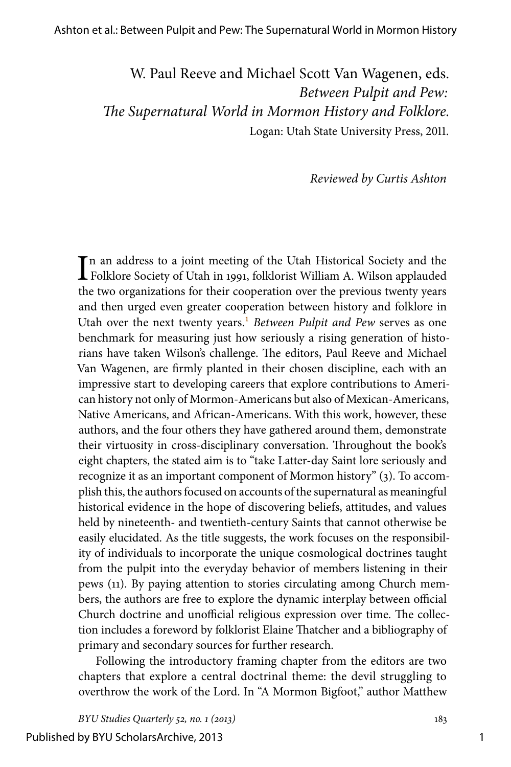W. Paul Reeve and Michael Scott Van Wagenen, eds.
*Between Pulpit and Pew: The Supernatural World in Mormon History and Folklore.*
Logan: Utah State University Press, 2011.

*Reviewed by Curtis Ashton*

In an address to a joint meeting of the Utah Historical Society and the Folklore Society of Utah in 1991, folklorist William A. Wilson applauded the two organizations for their cooperation over the previous twenty years and then urged even greater cooperation between history and folklore in Utah over the next twenty years.[1] *Between Pulpit and Pew* serves as one benchmark for measuring just how seriously a rising generation of historians have taken Wilson's challenge. The editors, Paul Reeve and Michael Van Wagenen, are firmly planted in their chosen discipline, each with an impressive start to developing careers that explore contributions to American history not only of Mormon-Americans but also of Mexican-Americans, Native Americans, and African-Americans. With this work, however, these authors, and the four others they have gathered around them, demonstrate their virtuosity in cross-disciplinary conversation. Throughout the book's eight chapters, the stated aim is to "take Latter-day Saint lore seriously and recognize it as an important component of Mormon history" (3). To accomplish this, the authors focused on accounts of the supernatural as meaningful historical evidence in the hope of discovering beliefs, attitudes, and values held by nineteenth- and twentieth-century Saints that cannot otherwise be easily elucidated. As the title suggests, the work focuses on the responsibility of individuals to incorporate the unique cosmological doctrines taught from the pulpit into the everyday behavior of members listening in their pews (11). By paying attention to stories circulating among Church members, the authors are free to explore the dynamic interplay between official Church doctrine and unofficial religious expression over time. The collection includes a foreword by folklorist Elaine Thatcher and a bibliography of primary and secondary sources for further research.

Following the introductory framing chapter from the editors are two chapters that explore a central doctrinal theme: the devil struggling to overthrow the work of the Lord. In "A Mormon Bigfoot," author Matthew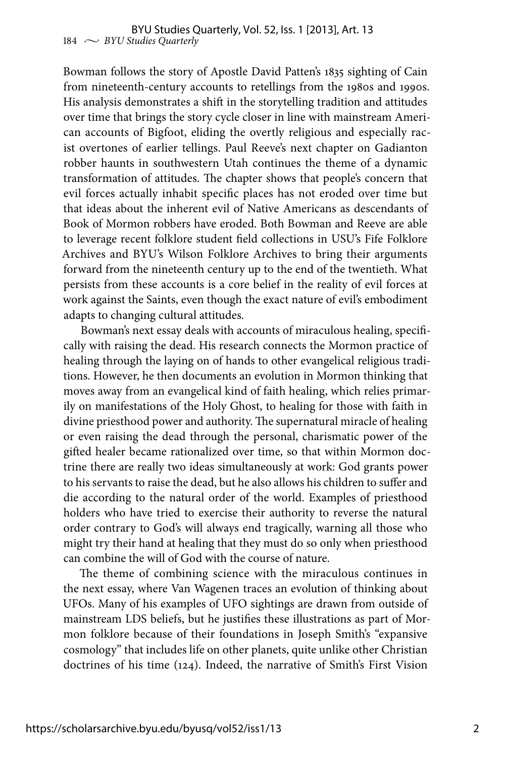Bowman follows the story of Apostle David Patten's 1835 sighting of Cain from nineteenth-century accounts to retellings from the 1980s and 1990s. His analysis demonstrates a shift in the storytelling tradition and attitudes over time that brings the story cycle closer in line with mainstream American accounts of Bigfoot, eliding the overtly religious and especially racist overtones of earlier tellings. Paul Reeve's next chapter on Gadianton robber haunts in southwestern Utah continues the theme of a dynamic transformation of attitudes. The chapter shows that people's concern that evil forces actually inhabit specific places has not eroded over time but that ideas about the inherent evil of Native Americans as descendants of Book of Mormon robbers have eroded. Both Bowman and Reeve are able to leverage recent folklore student field collections in USU's Fife Folklore Archives and BYU's Wilson Folklore Archives to bring their arguments forward from the nineteenth century up to the end of the twentieth. What persists from these accounts is a core belief in the reality of evil forces at work against the Saints, even though the exact nature of evil's embodiment adapts to changing cultural attitudes.

Bowman's next essay deals with accounts of miraculous healing, specifically with raising the dead. His research connects the Mormon practice of healing through the laying on of hands to other evangelical religious traditions. However, he then documents an evolution in Mormon thinking that moves away from an evangelical kind of faith healing, which relies primarily on manifestations of the Holy Ghost, to healing for those with faith in divine priesthood power and authority. The supernatural miracle of healing or even raising the dead through the personal, charismatic power of the gifted healer became rationalized over time, so that within Mormon doctrine there are really two ideas simultaneously at work: God grants power to his servants to raise the dead, but he also allows his children to suffer and die according to the natural order of the world. Examples of priesthood holders who have tried to exercise their authority to reverse the natural order contrary to God's will always end tragically, warning all those who might try their hand at healing that they must do so only when priesthood can combine the will of God with the course of nature.

The theme of combining science with the miraculous continues in the next essay, where Van Wagenen traces an evolution of thinking about UFOs. Many of his examples of UFO sightings are drawn from outside of mainstream LDS beliefs, but he justifies these illustrations as part of Mormon folklore because of their foundations in Joseph Smith's "expansive cosmology" that includes life on other planets, quite unlike other Christian doctrines of his time (124). Indeed, the narrative of Smith's First Vision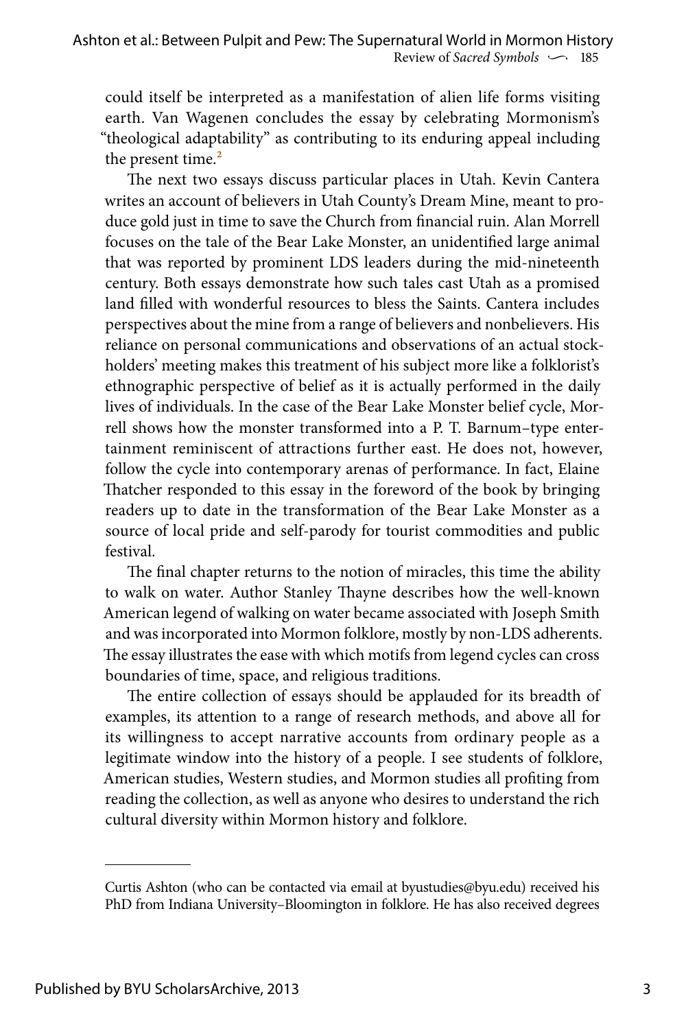could itself be interpreted as a manifestation of alien life forms visiting earth. Van Wagenen concludes the essay by celebrating Mormonism's "theological adaptability" as contributing to its enduring appeal including the present time.[2]

The next two essays discuss particular places in Utah. Kevin Cantera writes an account of believers in Utah County's Dream Mine, meant to produce gold just in time to save the Church from financial ruin. Alan Morrell focuses on the tale of the Bear Lake Monster, an unidentified large animal that was reported by prominent LDS leaders during the mid-nineteenth century. Both essays demonstrate how such tales cast Utah as a promised land filled with wonderful resources to bless the Saints. Cantera includes perspectives about the mine from a range of believers and nonbelievers. His reliance on personal communications and observations of an actual stockholders' meeting makes this treatment of his subject more like a folklorist's ethnographic perspective of belief as it is actually performed in the daily lives of individuals. In the case of the Bear Lake Monster belief cycle, Morrell shows how the monster transformed into a P. T. Barnum–type entertainment reminiscent of attractions further east. He does not, however, follow the cycle into contemporary arenas of performance. In fact, Elaine Thatcher responded to this essay in the foreword of the book by bringing readers up to date in the transformation of the Bear Lake Monster as a source of local pride and self-parody for tourist commodities and public festival.

The final chapter returns to the notion of miracles, this time the ability to walk on water. Author Stanley Thayne describes how the well-known American legend of walking on water became associated with Joseph Smith and was incorporated into Mormon folklore, mostly by non-LDS adherents. The essay illustrates the ease with which motifs from legend cycles can cross boundaries of time, space, and religious traditions.

The entire collection of essays should be applauded for its breadth of examples, its attention to a range of research methods, and above all for its willingness to accept narrative accounts from ordinary people as a legitimate window into the history of a people. I see students of folklore, American studies, Western studies, and Mormon studies all profiting from reading the collection, as well as anyone who desires to understand the rich cultural diversity within Mormon history and folklore.

---

Curtis Ashton (who can be contacted via email at byustudies@byu.edu) received his PhD from Indiana University–Bloomington in folklore. He has also received degrees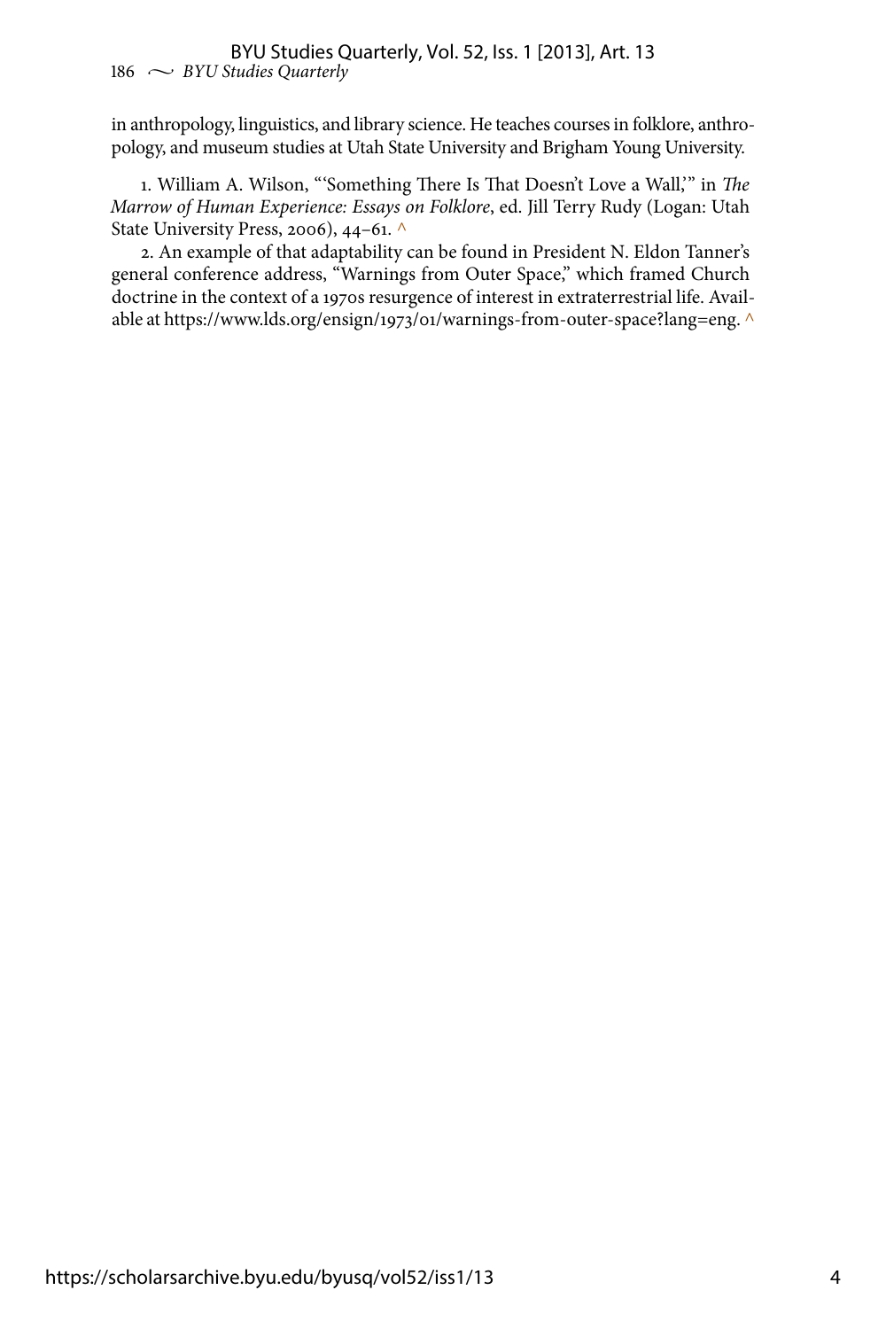in anthropology, linguistics, and library science. He teaches courses in folklore, anthropology, and museum studies at Utah State University and Brigham Young University.

1. William A. Wilson, "'Something There Is That Doesn't Love a Wall,'" in *The Marrow of Human Experience: Essays on Folklore*, ed. Jill Terry Rudy (Logan: Utah State University Press, 2006), 44–61. ^

2. An example of that adaptability can be found in President N. Eldon Tanner's general conference address, "Warnings from Outer Space," which framed Church doctrine in the context of a 1970s resurgence of interest in extraterrestrial life. Available at https://www.lds.org/ensign/1973/01/warnings-from-outer-space?lang=eng. ^